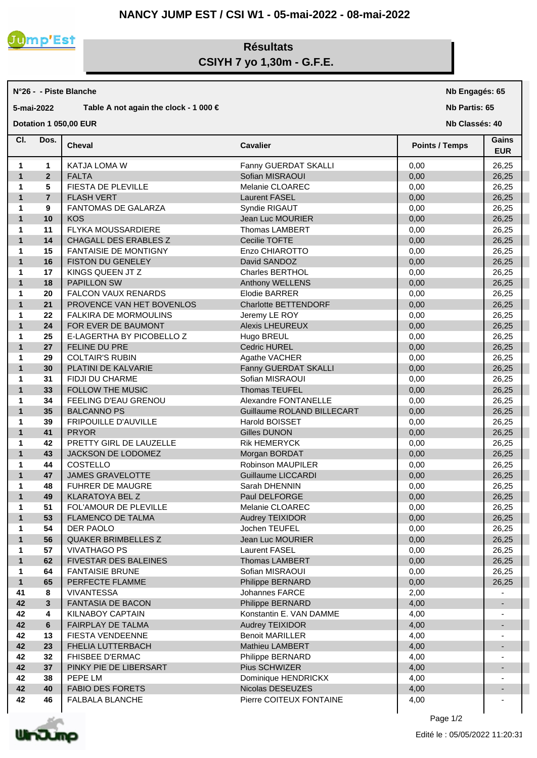# NANCY JUMP EST / CSI W1 - 05-mai-2022 - 08-mai-2022

## Résultats
## CSIYH 7 yo 1,30m - G.F.E.

**N°26 - - Piste Blanche** — **Nb Engagés: 65**

**5-mai-2022** — **Table A not again the clock - 1 000 €** — **Nb Partis: 65**

**Dotation 1 050,00 EUR** — **Nb Classés: 40**

| Cl. | Dos. | Cheval | Cavalier | Points / Temps | Gains EUR |
|---|---|---|---|---|---|
| 1 | 1 | KATJA LOMA W | Fanny GUERDAT SKALLI | 0,00 | 26,25 |
| 1 | 2 | FALTA | Sofian MISRAOUI | 0,00 | 26,25 |
| 1 | 5 | FIESTA DE PLEVILLE | Melanie CLOAREC | 0,00 | 26,25 |
| 1 | 7 | FLASH VERT | Laurent FASEL | 0,00 | 26,25 |
| 1 | 9 | FANTOMAS DE GALARZA | Syndie RIGAUT | 0,00 | 26,25 |
| 1 | 10 | KOS | Jean Luc MOURIER | 0,00 | 26,25 |
| 1 | 11 | FLYKA MOUSSARDIERE | Thomas LAMBERT | 0,00 | 26,25 |
| 1 | 14 | CHAGALL DES ERABLES Z | Cecilie TOFTE | 0,00 | 26,25 |
| 1 | 15 | FANTAISIE DE MONTIGNY | Enzo CHIAROTTO | 0,00 | 26,25 |
| 1 | 16 | FISTON DU GENELEY | David SANDOZ | 0,00 | 26,25 |
| 1 | 17 | KINGS QUEEN JT Z | Charles BERTHOL | 0,00 | 26,25 |
| 1 | 18 | PAPILLON SW | Anthony WELLENS | 0,00 | 26,25 |
| 1 | 20 | FALCON VAUX RENARDS | Elodie BARRER | 0,00 | 26,25 |
| 1 | 21 | PROVENCE VAN HET BOVENLOS | Charlotte BETTENDORF | 0,00 | 26,25 |
| 1 | 22 | FALKIRA DE MORMOULINS | Jeremy LE ROY | 0,00 | 26,25 |
| 1 | 24 | FOR EVER DE BAUMONT | Alexis LHEUREUX | 0,00 | 26,25 |
| 1 | 25 | E-LAGERTHA BY PICOBELLO Z | Hugo BREUL | 0,00 | 26,25 |
| 1 | 27 | FELINE DU PRE | Cedric HUREL | 0,00 | 26,25 |
| 1 | 29 | COLTAIR'S RUBIN | Agathe VACHER | 0,00 | 26,25 |
| 1 | 30 | PLATINI DE KALVARIE | Fanny GUERDAT SKALLI | 0,00 | 26,25 |
| 1 | 31 | FIDJI DU CHARME | Sofian MISRAOUI | 0,00 | 26,25 |
| 1 | 33 | FOLLOW THE MUSIC | Thomas TEUFEL | 0,00 | 26,25 |
| 1 | 34 | FEELING D'EAU GRENOU | Alexandre FONTANELLE | 0,00 | 26,25 |
| 1 | 35 | BALCANNO PS | Guillaume ROLAND BILLECART | 0,00 | 26,25 |
| 1 | 39 | FRIPOUILLE D'AUVILLE | Harold BOISSET | 0,00 | 26,25 |
| 1 | 41 | PRYOR | Gilles DUNON | 0,00 | 26,25 |
| 1 | 42 | PRETTY GIRL DE LAUZELLE | Rik HEMERYCK | 0,00 | 26,25 |
| 1 | 43 | JACKSON DE LODOMEZ | Morgan BORDAT | 0,00 | 26,25 |
| 1 | 44 | COSTELLO | Robinson MAUPILER | 0,00 | 26,25 |
| 1 | 47 | JAMES GRAVELOTTE | Guillaume LICCARDI | 0,00 | 26,25 |
| 1 | 48 | FUHRER DE MAUGRE | Sarah DHENNIN | 0,00 | 26,25 |
| 1 | 49 | KLARATOYA BEL Z | Paul DELFORGE | 0,00 | 26,25 |
| 1 | 51 | FOL'AMOUR DE PLEVILLE | Melanie CLOAREC | 0,00 | 26,25 |
| 1 | 53 | FLAMENCO DE TALMA | Audrey TEIXIDOR | 0,00 | 26,25 |
| 1 | 54 | DER PAOLO | Jochen TEUFEL | 0,00 | 26,25 |
| 1 | 56 | QUAKER BRIMBELLES Z | Jean Luc MOURIER | 0,00 | 26,25 |
| 1 | 57 | VIVATHAGO PS | Laurent FASEL | 0,00 | 26,25 |
| 1 | 62 | FIVESTAR DES BALEINES | Thomas LAMBERT | 0,00 | 26,25 |
| 1 | 64 | FANTAISIE BRUNE | Sofian MISRAOUI | 0,00 | 26,25 |
| 1 | 65 | PERFECTE FLAMME | Philippe BERNARD | 0,00 | 26,25 |
| 41 | 8 | VIVANTESSA | Johannes FARCE | 2,00 | - |
| 42 | 3 | FANTASIA DE BACON | Philippe BERNARD | 4,00 | - |
| 42 | 4 | KILNABOY CAPTAIN | Konstantin E. VAN DAMME | 4,00 | - |
| 42 | 6 | FAIRPLAY DE TALMA | Audrey TEIXIDOR | 4,00 | - |
| 42 | 13 | FIESTA VENDEENNE | Benoit MARILLER | 4,00 | - |
| 42 | 23 | FHELIA LUTTERBACH | Mathieu LAMBERT | 4,00 | - |
| 42 | 32 | FHISBEE D'ERMAC | Philippe BERNARD | 4,00 | - |
| 42 | 37 | PINKY PIE DE LIBERSART | Pius SCHWIZER | 4,00 | - |
| 42 | 38 | PEPE LM | Dominique HENDRICKX | 4,00 | - |
| 42 | 40 | FABIO DES FORETS | Nicolas DESEUZES | 4,00 | - |
| 42 | 46 | FALBALA BLANCHE | Pierre COITEUX FONTAINE | 4,00 | - |

Edité le : 05/05/2022 11:20:31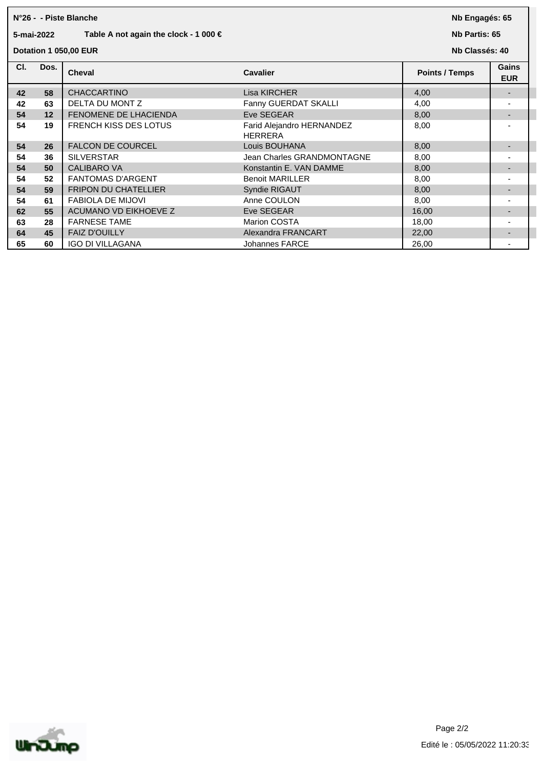**N°26 - - Piste Blanche**

**5-mai-2022** **Table A not again the clock - 1 000 €**

**Dotation 1 050,00 EUR**

**Nb Engagés: 65**

**Nb Partis: 65**

**Nb Classés: 40**

| Cl. | Dos. | Cheval | Cavalier | Points / Temps | Gains EUR |
|---|---|---|---|---|---|
| 42 | 58 | CHACCARTINO | Lisa KIRCHER | 4,00 | - |
| 42 | 63 | DELTA DU MONT Z | Fanny GUERDAT SKALLI | 4,00 | - |
| 54 | 12 | FENOMENE DE LHACIENDA | Eve SEGEAR | 8,00 | - |
| 54 | 19 | FRENCH KISS DES LOTUS | Farid Alejandro HERNANDEZ HERRERA | 8,00 | - |
| 54 | 26 | FALCON DE COURCEL | Louis BOUHANA | 8,00 | - |
| 54 | 36 | SILVERSTAR | Jean Charles GRANDMONTAGNE | 8,00 | - |
| 54 | 50 | CALIBARO VA | Konstantin E. VAN DAMME | 8,00 | - |
| 54 | 52 | FANTOMAS D'ARGENT | Benoit MARILLER | 8,00 | - |
| 54 | 59 | FRIPON DU CHATELLIER | Syndie RIGAUT | 8,00 | - |
| 54 | 61 | FABIOLA DE MIJOVI | Anne COULON | 8,00 | - |
| 62 | 55 | ACUMANO VD EIKHOEVE Z | Eve SEGEAR | 16,00 | - |
| 63 | 28 | FARNESE TAME | Marion COSTA | 18,00 | - |
| 64 | 45 | FAIZ D'OUILLY | Alexandra FRANCART | 22,00 | - |
| 65 | 60 | IGO DI VILLAGANA | Johannes FARCE | 26,00 | - |

Edité le : 05/05/2022 11:20:33